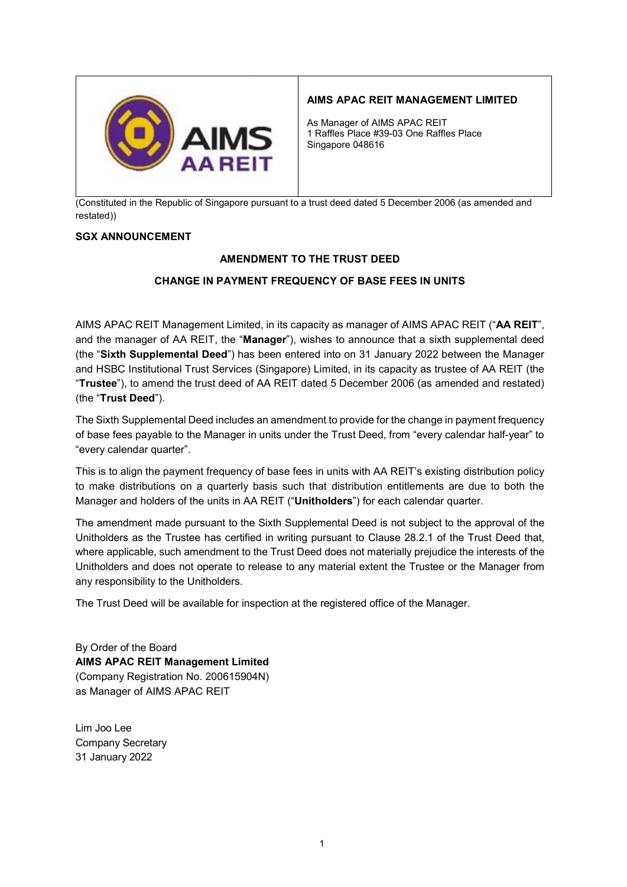**AIMS APAC REIT MANAGEMENT LIMITED**

As Manager of AIMS APAC REIT
1 Raffles Place #39-03 One Raffles Place
Singapore 048616

(Constituted in the Republic of Singapore pursuant to a trust deed dated 5 December 2006 (as amended and restated))

**SGX ANNOUNCEMENT**

## AMENDMENT TO THE TRUST DEED

## CHANGE IN PAYMENT FREQUENCY OF BASE FEES IN UNITS

AIMS APAC REIT Management Limited, in its capacity as manager of AIMS APAC REIT ("**AA REIT**", and the manager of AA REIT, the "**Manager**"), wishes to announce that a sixth supplemental deed (the "**Sixth Supplemental Deed**") has been entered into on 31 January 2022 between the Manager and HSBC Institutional Trust Services (Singapore) Limited, in its capacity as trustee of AA REIT (the "**Trustee**"), to amend the trust deed of AA REIT dated 5 December 2006 (as amended and restated) (the "**Trust Deed**").

The Sixth Supplemental Deed includes an amendment to provide for the change in payment frequency of base fees payable to the Manager in units under the Trust Deed, from "every calendar half-year" to "every calendar quarter".

This is to align the payment frequency of base fees in units with AA REIT's existing distribution policy to make distributions on a quarterly basis such that distribution entitlements are due to both the Manager and holders of the units in AA REIT ("**Unitholders**") for each calendar quarter.

The amendment made pursuant to the Sixth Supplemental Deed is not subject to the approval of the Unitholders as the Trustee has certified in writing pursuant to Clause 28.2.1 of the Trust Deed that, where applicable, such amendment to the Trust Deed does not materially prejudice the interests of the Unitholders and does not operate to release to any material extent the Trustee or the Manager from any responsibility to the Unitholders.

The Trust Deed will be available for inspection at the registered office of the Manager.

By Order of the Board
**AIMS APAC REIT Management Limited**
(Company Registration No. 200615904N)
as Manager of AIMS APAC REIT

Lim Joo Lee
Company Secretary
31 January 2022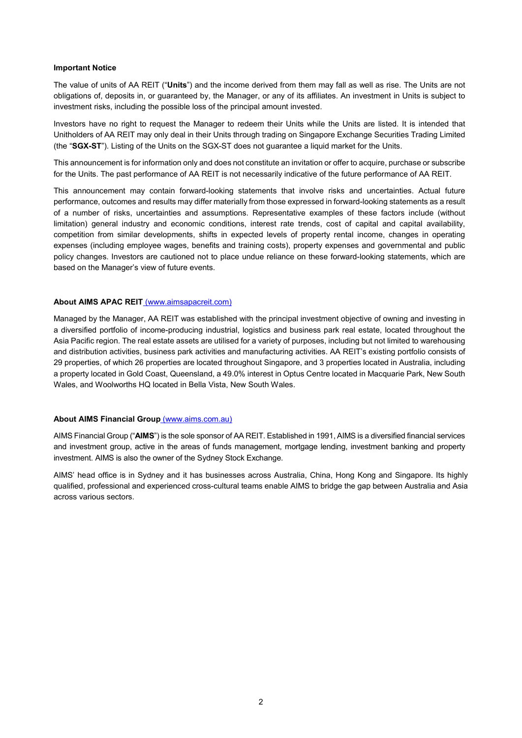**Important Notice**

The value of units of AA REIT ("**Units**") and the income derived from them may fall as well as rise. The Units are not obligations of, deposits in, or guaranteed by, the Manager, or any of its affiliates. An investment in Units is subject to investment risks, including the possible loss of the principal amount invested.

Investors have no right to request the Manager to redeem their Units while the Units are listed. It is intended that Unitholders of AA REIT may only deal in their Units through trading on Singapore Exchange Securities Trading Limited (the "**SGX-ST**"). Listing of the Units on the SGX-ST does not guarantee a liquid market for the Units.

This announcement is for information only and does not constitute an invitation or offer to acquire, purchase or subscribe for the Units. The past performance of AA REIT is not necessarily indicative of the future performance of AA REIT.

This announcement may contain forward-looking statements that involve risks and uncertainties. Actual future performance, outcomes and results may differ materially from those expressed in forward-looking statements as a result of a number of risks, uncertainties and assumptions. Representative examples of these factors include (without limitation) general industry and economic conditions, interest rate trends, cost of capital and capital availability, competition from similar developments, shifts in expected levels of property rental income, changes in operating expenses (including employee wages, benefits and training costs), property expenses and governmental and public policy changes. Investors are cautioned not to place undue reliance on these forward-looking statements, which are based on the Manager's view of future events.

**About AIMS APAC REIT** (www.aimsapacreit.com)

Managed by the Manager, AA REIT was established with the principal investment objective of owning and investing in a diversified portfolio of income-producing industrial, logistics and business park real estate, located throughout the Asia Pacific region. The real estate assets are utilised for a variety of purposes, including but not limited to warehousing and distribution activities, business park activities and manufacturing activities. AA REIT's existing portfolio consists of 29 properties, of which 26 properties are located throughout Singapore, and 3 properties located in Australia, including a property located in Gold Coast, Queensland, a 49.0% interest in Optus Centre located in Macquarie Park, New South Wales, and Woolworths HQ located in Bella Vista, New South Wales.

**About AIMS Financial Group** (www.aims.com.au)

AIMS Financial Group ("**AIMS**") is the sole sponsor of AA REIT. Established in 1991, AIMS is a diversified financial services and investment group, active in the areas of funds management, mortgage lending, investment banking and property investment. AIMS is also the owner of the Sydney Stock Exchange.

AIMS' head office is in Sydney and it has businesses across Australia, China, Hong Kong and Singapore. Its highly qualified, professional and experienced cross-cultural teams enable AIMS to bridge the gap between Australia and Asia across various sectors.